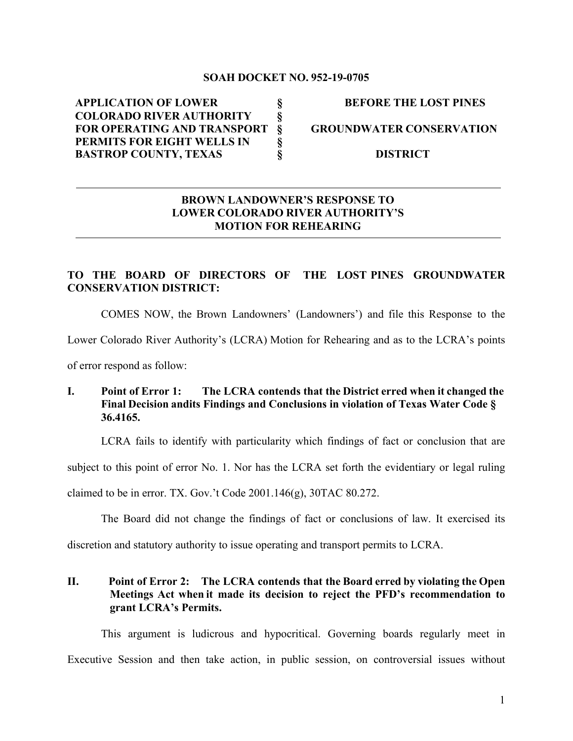**SOAH DOCKET NO. 952-19-0705**

| | | |
|---|---|---|
| **APPLICATION OF LOWER COLORADO RIVER AUTHORITY FOR OPERATING AND TRANSPORT PERMITS FOR EIGHT WELLS IN BASTROP COUNTY, TEXAS** | **§ § § § §** | **BEFORE THE LOST PINES GROUNDWATER CONSERVATION DISTRICT** |

---

**BROWN LANDOWNER'S RESPONSE TO LOWER COLORADO RIVER AUTHORITY'S MOTION FOR REHEARING**

---

**TO THE BOARD OF DIRECTORS OF THE LOST PINES GROUNDWATER CONSERVATION DISTRICT:**

COMES NOW, the Brown Landowners' (Landowners') and file this Response to the Lower Colorado River Authority's (LCRA) Motion for Rehearing and as to the LCRA's points of error respond as follow:

## I. Point of Error 1: The LCRA contends that the District erred when it changed the Final Decision andits Findings and Conclusions in violation of Texas Water Code § 36.4165.

LCRA fails to identify with particularity which findings of fact or conclusion that are subject to this point of error No. 1. Nor has the LCRA set forth the evidentiary or legal ruling claimed to be in error. TX. Gov.'t Code 2001.146(g), 30TAC 80.272.

The Board did not change the findings of fact or conclusions of law. It exercised its discretion and statutory authority to issue operating and transport permits to LCRA.

## II. Point of Error 2: The LCRA contends that the Board erred by violating the Open Meetings Act when it made its decision to reject the PFD's recommendation to grant LCRA's Permits.

This argument is ludicrous and hypocritical. Governing boards regularly meet in Executive Session and then take action, in public session, on controversial issues without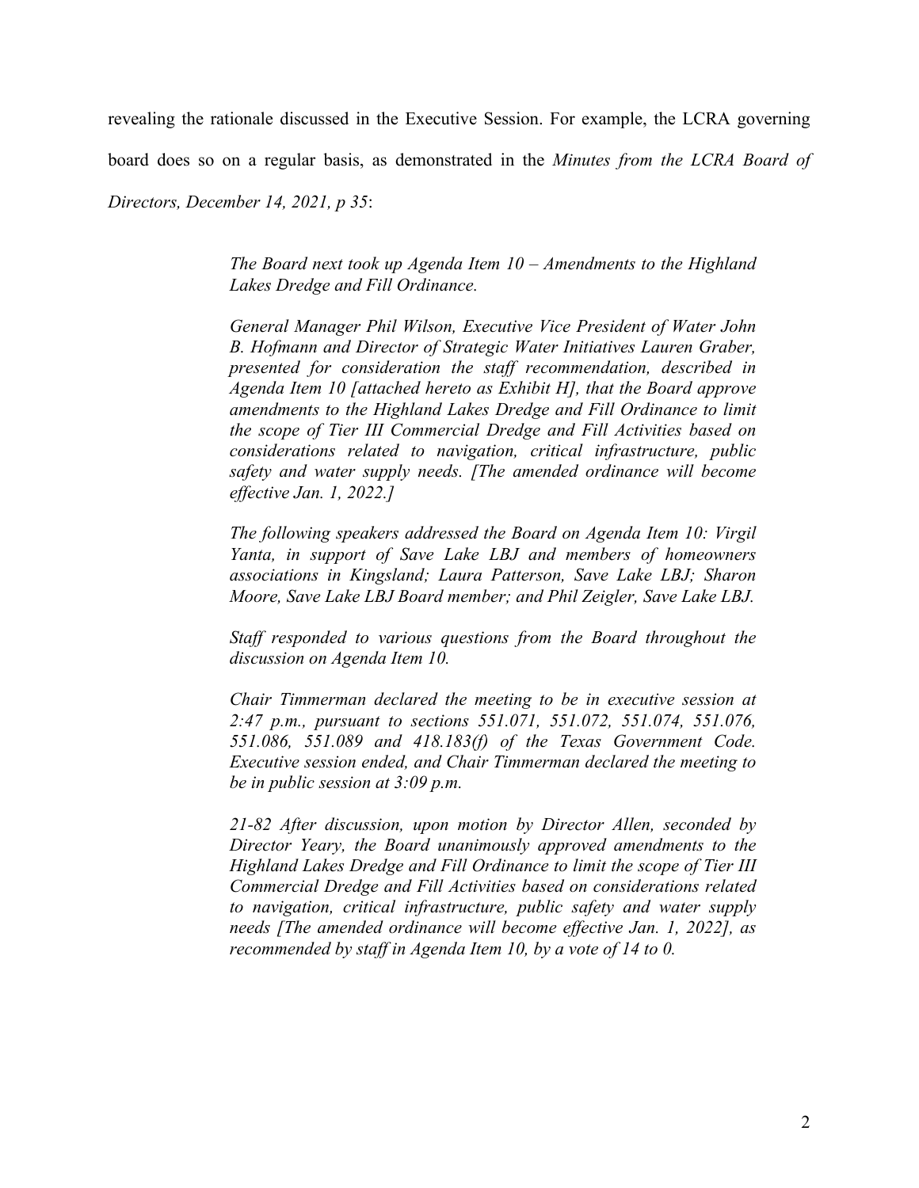revealing the rationale discussed in the Executive Session. For example, the LCRA governing board does so on a regular basis, as demonstrated in the *Minutes from the LCRA Board of Directors, December 14, 2021, p 35*:

> *The Board next took up Agenda Item 10 – Amendments to the Highland Lakes Dredge and Fill Ordinance.*
>
> *General Manager Phil Wilson, Executive Vice President of Water John B. Hofmann and Director of Strategic Water Initiatives Lauren Graber, presented for consideration the staff recommendation, described in Agenda Item 10 [attached hereto as Exhibit H], that the Board approve amendments to the Highland Lakes Dredge and Fill Ordinance to limit the scope of Tier III Commercial Dredge and Fill Activities based on considerations related to navigation, critical infrastructure, public safety and water supply needs. [The amended ordinance will become effective Jan. 1, 2022.]*
>
> *The following speakers addressed the Board on Agenda Item 10: Virgil Yanta, in support of Save Lake LBJ and members of homeowners associations in Kingsland; Laura Patterson, Save Lake LBJ; Sharon Moore, Save Lake LBJ Board member; and Phil Zeigler, Save Lake LBJ.*
>
> *Staff responded to various questions from the Board throughout the discussion on Agenda Item 10.*
>
> *Chair Timmerman declared the meeting to be in executive session at 2:47 p.m., pursuant to sections 551.071, 551.072, 551.074, 551.076, 551.086, 551.089 and 418.183(f) of the Texas Government Code. Executive session ended, and Chair Timmerman declared the meeting to be in public session at 3:09 p.m.*
>
> *21-82 After discussion, upon motion by Director Allen, seconded by Director Yeary, the Board unanimously approved amendments to the Highland Lakes Dredge and Fill Ordinance to limit the scope of Tier III Commercial Dredge and Fill Activities based on considerations related to navigation, critical infrastructure, public safety and water supply needs [The amended ordinance will become effective Jan. 1, 2022], as recommended by staff in Agenda Item 10, by a vote of 14 to 0.*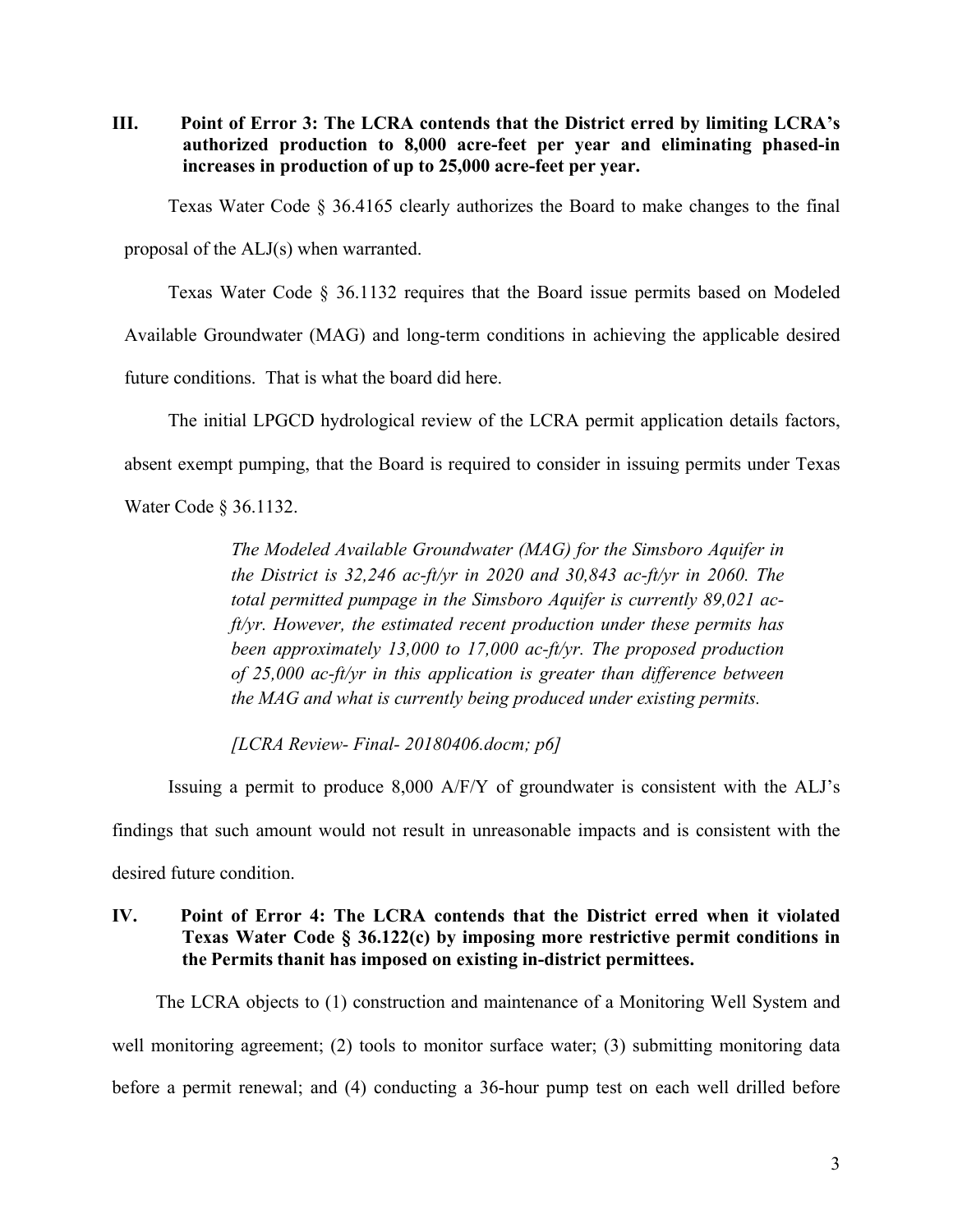## III. Point of Error 3: The LCRA contends that the District erred by limiting LCRA's authorized production to 8,000 acre-feet per year and eliminating phased-in increases in production of up to 25,000 acre-feet per year.

Texas Water Code § 36.4165 clearly authorizes the Board to make changes to the final proposal of the ALJ(s) when warranted.

Texas Water Code § 36.1132 requires that the Board issue permits based on Modeled Available Groundwater (MAG) and long-term conditions in achieving the applicable desired future conditions. That is what the board did here.

The initial LPGCD hydrological review of the LCRA permit application details factors, absent exempt pumping, that the Board is required to consider in issuing permits under Texas Water Code § 36.1132.

> *The Modeled Available Groundwater (MAG) for the Simsboro Aquifer in the District is 32,246 ac-ft/yr in 2020 and 30,843 ac-ft/yr in 2060. The total permitted pumpage in the Simsboro Aquifer is currently 89,021 ac-ft/yr. However, the estimated recent production under these permits has been approximately 13,000 to 17,000 ac-ft/yr. The proposed production of 25,000 ac-ft/yr in this application is greater than difference between the MAG and what is currently being produced under existing permits.*
>
> *[LCRA Review- Final- 20180406.docm; p6]*

Issuing a permit to produce 8,000 A/F/Y of groundwater is consistent with the ALJ's findings that such amount would not result in unreasonable impacts and is consistent with the desired future condition.

## IV. Point of Error 4: The LCRA contends that the District erred when it violated Texas Water Code § 36.122(c) by imposing more restrictive permit conditions in the Permits thanit has imposed on existing in-district permittees.

The LCRA objects to (1) construction and maintenance of a Monitoring Well System and well monitoring agreement; (2) tools to monitor surface water; (3) submitting monitoring data before a permit renewal; and (4) conducting a 36-hour pump test on each well drilled before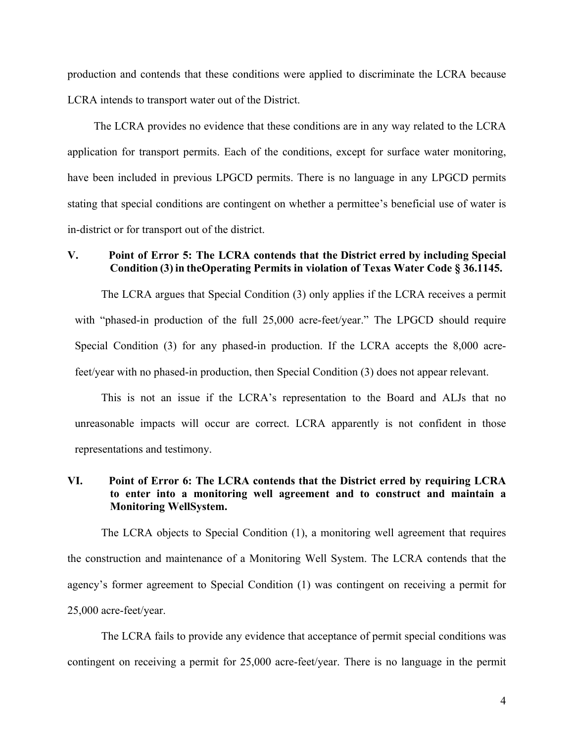production and contends that these conditions were applied to discriminate the LCRA because LCRA intends to transport water out of the District.

The LCRA provides no evidence that these conditions are in any way related to the LCRA application for transport permits. Each of the conditions, except for surface water monitoring, have been included in previous LPGCD permits. There is no language in any LPGCD permits stating that special conditions are contingent on whether a permittee's beneficial use of water is in-district or for transport out of the district.

## V. Point of Error 5: The LCRA contends that the District erred by including Special Condition (3) in theOperating Permits in violation of Texas Water Code § 36.1145.

The LCRA argues that Special Condition (3) only applies if the LCRA receives a permit with "phased-in production of the full 25,000 acre-feet/year." The LPGCD should require Special Condition (3) for any phased-in production. If the LCRA accepts the 8,000 acre-feet/year with no phased-in production, then Special Condition (3) does not appear relevant.

This is not an issue if the LCRA's representation to the Board and ALJs that no unreasonable impacts will occur are correct. LCRA apparently is not confident in those representations and testimony.

## VI. Point of Error 6: The LCRA contends that the District erred by requiring LCRA to enter into a monitoring well agreement and to construct and maintain a Monitoring WellSystem.

The LCRA objects to Special Condition (1), a monitoring well agreement that requires the construction and maintenance of a Monitoring Well System. The LCRA contends that the agency's former agreement to Special Condition (1) was contingent on receiving a permit for 25,000 acre-feet/year.

The LCRA fails to provide any evidence that acceptance of permit special conditions was contingent on receiving a permit for 25,000 acre-feet/year. There is no language in the permit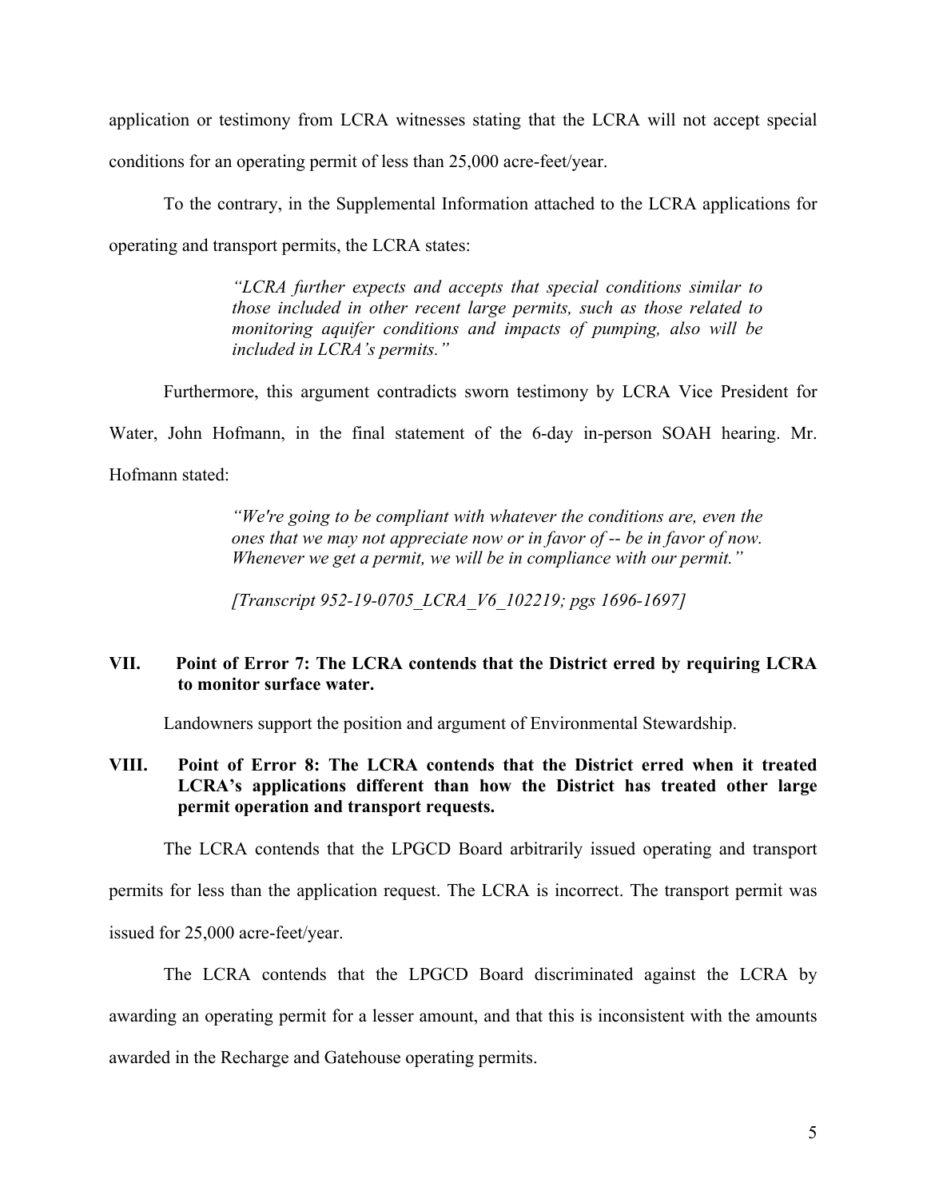application or testimony from LCRA witnesses stating that the LCRA will not accept special conditions for an operating permit of less than 25,000 acre-feet/year.

To the contrary, in the Supplemental Information attached to the LCRA applications for operating and transport permits, the LCRA states:

> *"LCRA further expects and accepts that special conditions similar to those included in other recent large permits, such as those related to monitoring aquifer conditions and impacts of pumping, also will be included in LCRA's permits."*

Furthermore, this argument contradicts sworn testimony by LCRA Vice President for Water, John Hofmann, in the final statement of the 6-day in-person SOAH hearing. Mr. Hofmann stated:

> *"We're going to be compliant with whatever the conditions are, even the ones that we may not appreciate now or in favor of -- be in favor of now. Whenever we get a permit, we will be in compliance with our permit."*
>
> *[Transcript 952-19-0705_LCRA_V6_102219; pgs 1696-1697]*

## VII. Point of Error 7: The LCRA contends that the District erred by requiring LCRA to monitor surface water.

Landowners support the position and argument of Environmental Stewardship.

## VIII. Point of Error 8: The LCRA contends that the District erred when it treated LCRA's applications different than how the District has treated other large permit operation and transport requests.

The LCRA contends that the LPGCD Board arbitrarily issued operating and transport permits for less than the application request. The LCRA is incorrect. The transport permit was issued for 25,000 acre-feet/year.

The LCRA contends that the LPGCD Board discriminated against the LCRA by awarding an operating permit for a lesser amount, and that this is inconsistent with the amounts awarded in the Recharge and Gatehouse operating permits.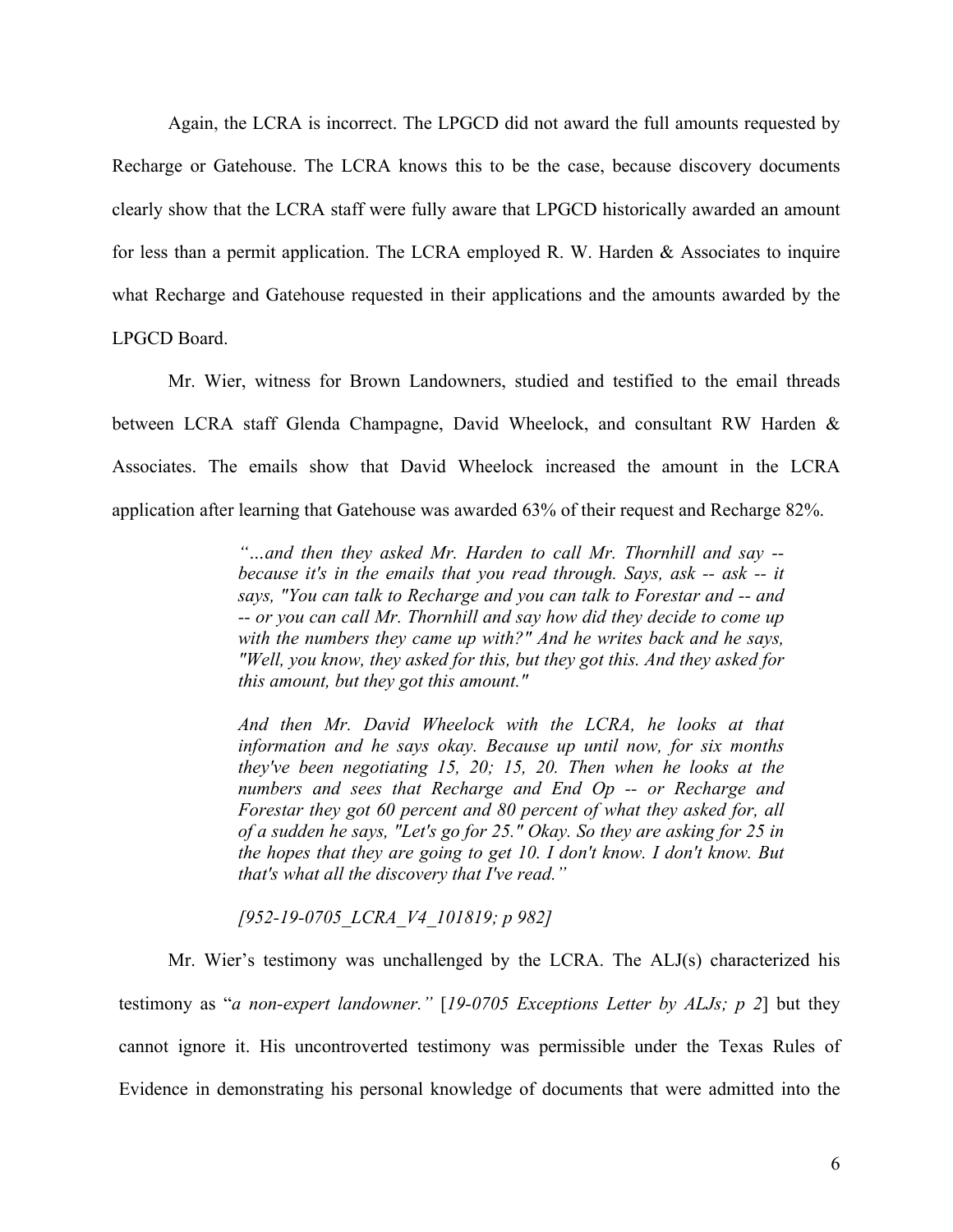Again, the LCRA is incorrect. The LPGCD did not award the full amounts requested by Recharge or Gatehouse. The LCRA knows this to be the case, because discovery documents clearly show that the LCRA staff were fully aware that LPGCD historically awarded an amount for less than a permit application. The LCRA employed R. W. Harden & Associates to inquire what Recharge and Gatehouse requested in their applications and the amounts awarded by the LPGCD Board.

Mr. Wier, witness for Brown Landowners, studied and testified to the email threads between LCRA staff Glenda Champagne, David Wheelock, and consultant RW Harden & Associates. The emails show that David Wheelock increased the amount in the LCRA application after learning that Gatehouse was awarded 63% of their request and Recharge 82%.

> *"…and then they asked Mr. Harden to call Mr. Thornhill and say -- because it's in the emails that you read through. Says, ask -- ask -- it says, "You can talk to Recharge and you can talk to Forestar and -- and -- or you can call Mr. Thornhill and say how did they decide to come up with the numbers they came up with?" And he writes back and he says, "Well, you know, they asked for this, but they got this. And they asked for this amount, but they got this amount."*
>
> *And then Mr. David Wheelock with the LCRA, he looks at that information and he says okay. Because up until now, for six months they've been negotiating 15, 20; 15, 20. Then when he looks at the numbers and sees that Recharge and End Op -- or Recharge and Forestar they got 60 percent and 80 percent of what they asked for, all of a sudden he says, "Let's go for 25." Okay. So they are asking for 25 in the hopes that they are going to get 10. I don't know. I don't know. But that's what all the discovery that I've read."*
>
> *[952-19-0705_LCRA_V4_101819; p 982]*

Mr. Wier's testimony was unchallenged by the LCRA. The ALJ(s) characterized his testimony as "*a non-expert landowner.*" [*19-0705 Exceptions Letter by ALJs; p 2*] but they cannot ignore it. His uncontroverted testimony was permissible under the Texas Rules of Evidence in demonstrating his personal knowledge of documents that were admitted into the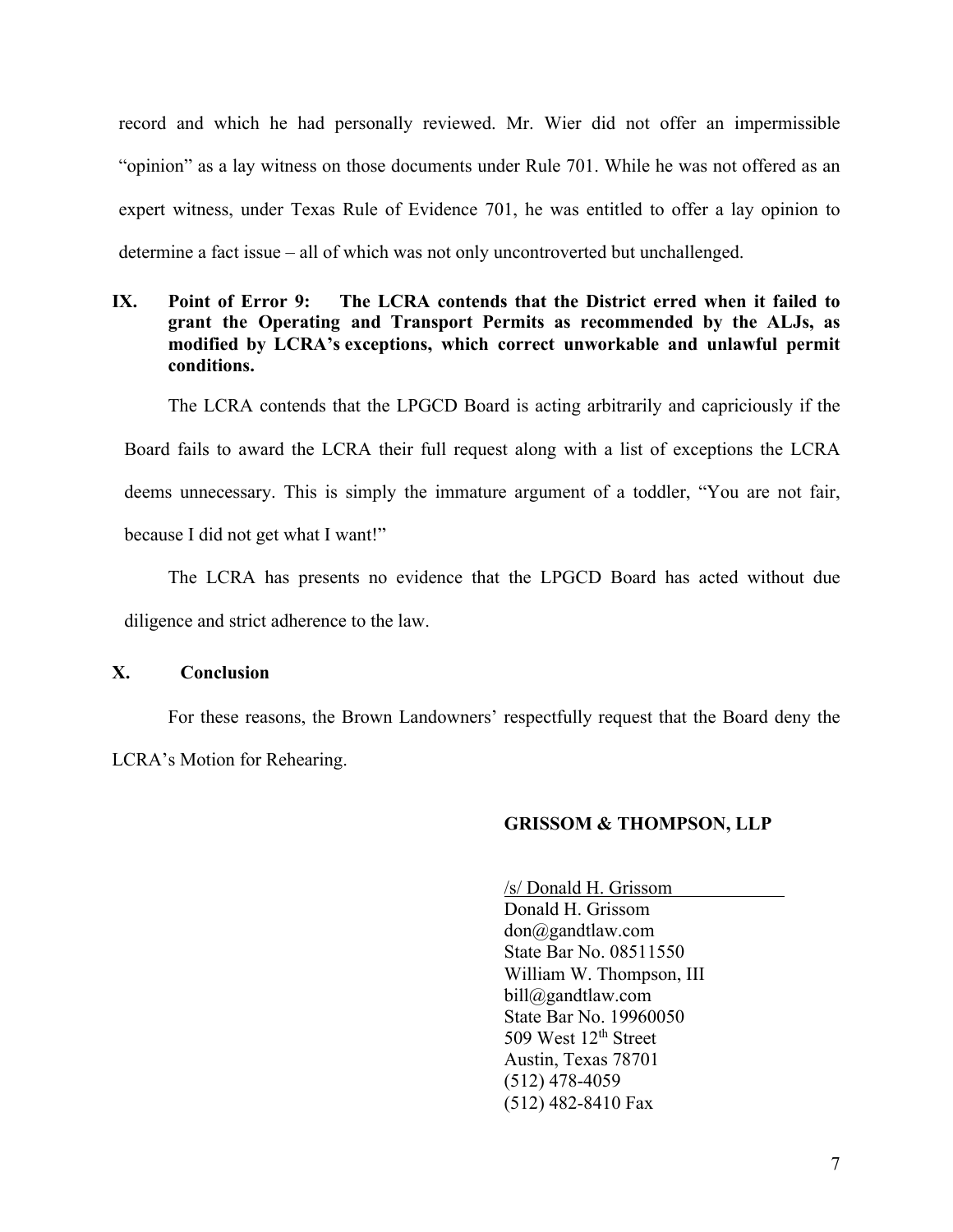record and which he had personally reviewed. Mr. Wier did not offer an impermissible "opinion" as a lay witness on those documents under Rule 701. While he was not offered as an expert witness, under Texas Rule of Evidence 701, he was entitled to offer a lay opinion to determine a fact issue – all of which was not only uncontroverted but unchallenged.

## IX. Point of Error 9: The LCRA contends that the District erred when it failed to grant the Operating and Transport Permits as recommended by the ALJs, as modified by LCRA's exceptions, which correct unworkable and unlawful permit conditions.

The LCRA contends that the LPGCD Board is acting arbitrarily and capriciously if the Board fails to award the LCRA their full request along with a list of exceptions the LCRA deems unnecessary. This is simply the immature argument of a toddler, "You are not fair, because I did not get what I want!"

The LCRA has presents no evidence that the LPGCD Board has acted without due diligence and strict adherence to the law.

## X. Conclusion

For these reasons, the Brown Landowners' respectfully request that the Board deny the LCRA's Motion for Rehearing.

**GRISSOM & THOMPSON, LLP**

/s/ Donald H. Grissom
Donald H. Grissom
don@gandtlaw.com
State Bar No. 08511550
William W. Thompson, III
bill@gandtlaw.com
State Bar No. 19960050
509 West 12th Street
Austin, Texas 78701
(512) 478-4059
(512) 482-8410 Fax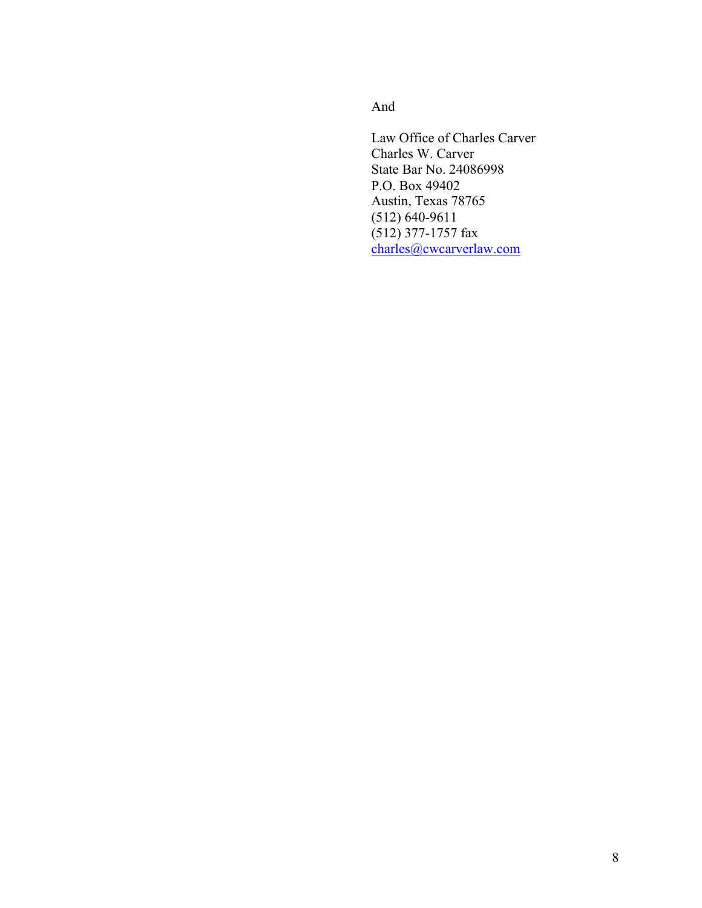And

Law Office of Charles Carver  
Charles W. Carver  
State Bar No. 24086998  
P.O. Box 49402  
Austin, Texas 78765  
(512) 640-9611  
(512) 377-1757 fax  
charles@cwcarverlaw.com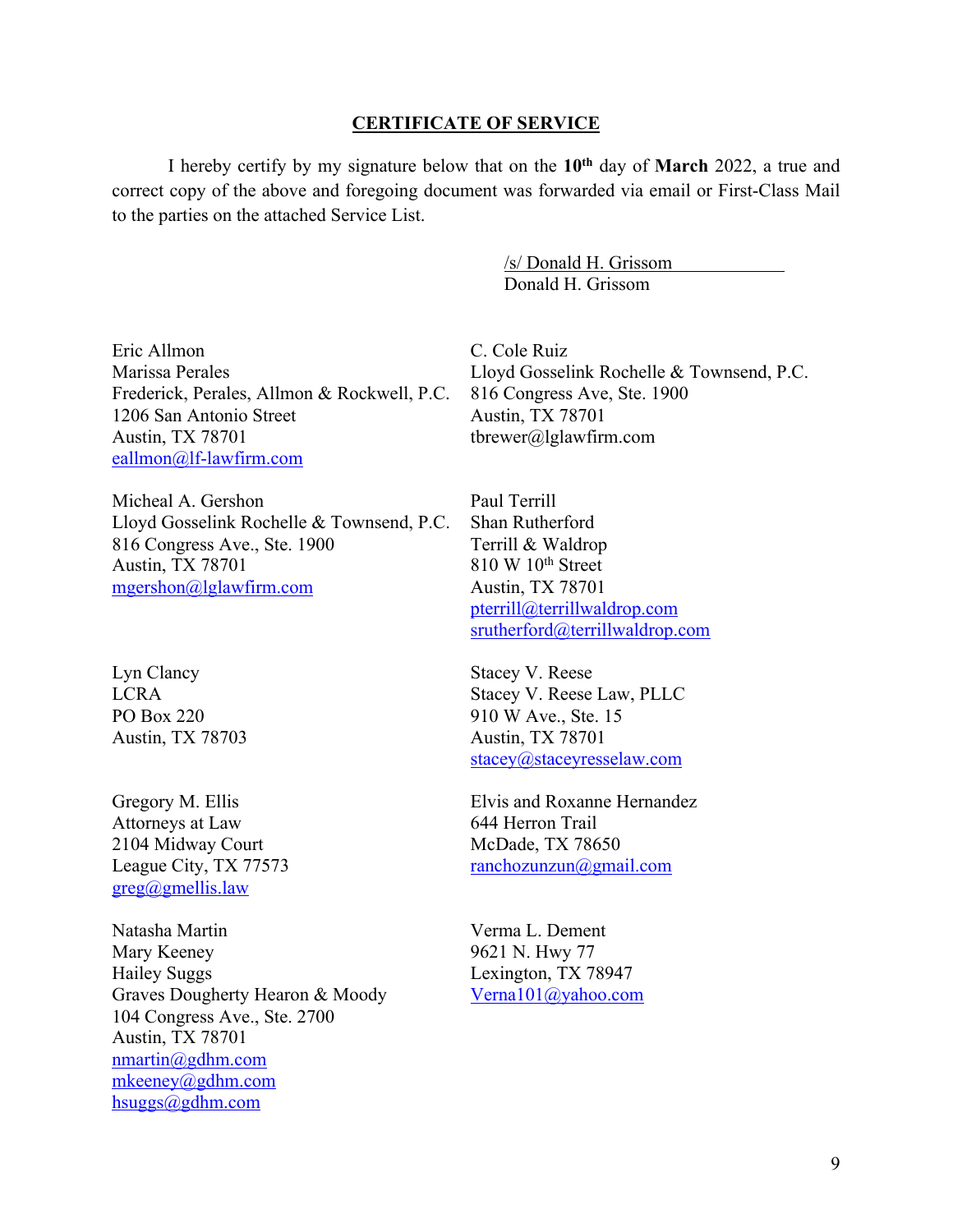## CERTIFICATE OF SERVICE

I hereby certify by my signature below that on the **10th** day of **March** 2022, a true and correct copy of the above and foregoing document was forwarded via email or First-Class Mail to the parties on the attached Service List.

/s/ Donald H. Grissom
Donald H. Grissom

Eric Allmon
Marissa Perales
Frederick, Perales, Allmon & Rockwell, P.C.
1206 San Antonio Street
Austin, TX 78701
eallmon@lf-lawfirm.com

Micheal A. Gershon
Lloyd Gosselink Rochelle & Townsend, P.C.
816 Congress Ave., Ste. 1900
Austin, TX 78701
mgershon@lglawfirm.com

Lyn Clancy
LCRA
PO Box 220
Austin, TX 78703

Gregory M. Ellis
Attorneys at Law
2104 Midway Court
League City, TX 77573
greg@gmellis.law

Natasha Martin
Mary Keeney
Hailey Suggs
Graves Dougherty Hearon & Moody
104 Congress Ave., Ste. 2700
Austin, TX 78701
nmartin@gdhm.com
mkeeney@gdhm.com
hsuggs@gdhm.com

C. Cole Ruiz
Lloyd Gosselink Rochelle & Townsend, P.C.
816 Congress Ave, Ste. 1900
Austin, TX 78701
tbrewer@lglawfirm.com

Paul Terrill
Shan Rutherford
Terrill & Waldrop
810 W 10th Street
Austin, TX 78701
pterrill@terrillwaldrop.com
srutherford@terrillwaldrop.com

Stacey V. Reese
Stacey V. Reese Law, PLLC
910 W Ave., Ste. 15
Austin, TX 78701
stacey@staceyresselaw.com

Elvis and Roxanne Hernandez
644 Herron Trail
McDade, TX 78650
ranchozunzun@gmail.com

Verma L. Dement
9621 N. Hwy 77
Lexington, TX 78947
Verna101@yahoo.com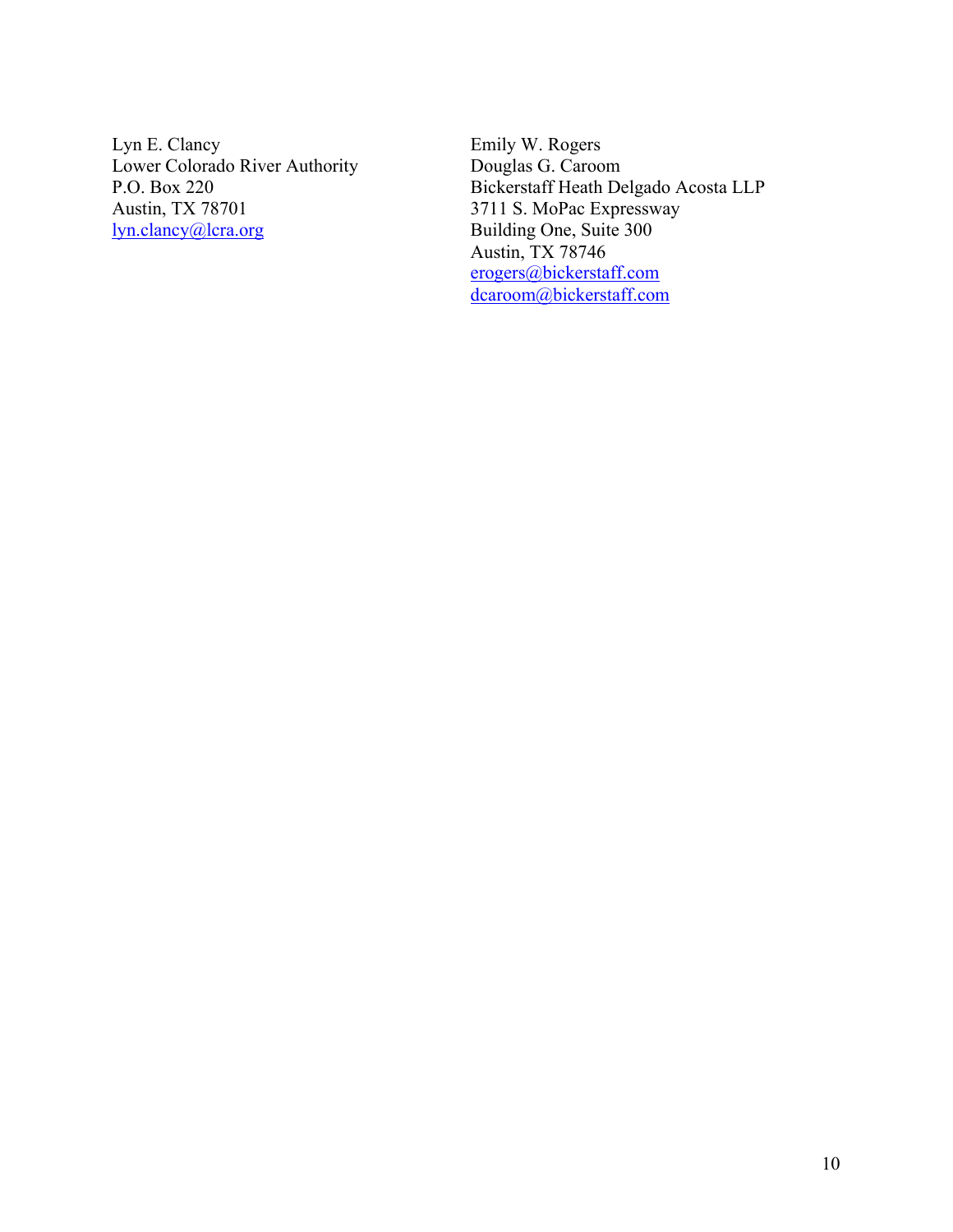Lyn E. Clancy
Lower Colorado River Authority
P.O. Box 220
Austin, TX 78701
lyn.clancy@lcra.org

Emily W. Rogers
Douglas G. Caroom
Bickerstaff Heath Delgado Acosta LLP
3711 S. MoPac Expressway
Building One, Suite 300
Austin, TX 78746
erogers@bickerstaff.com
dcaroom@bickerstaff.com